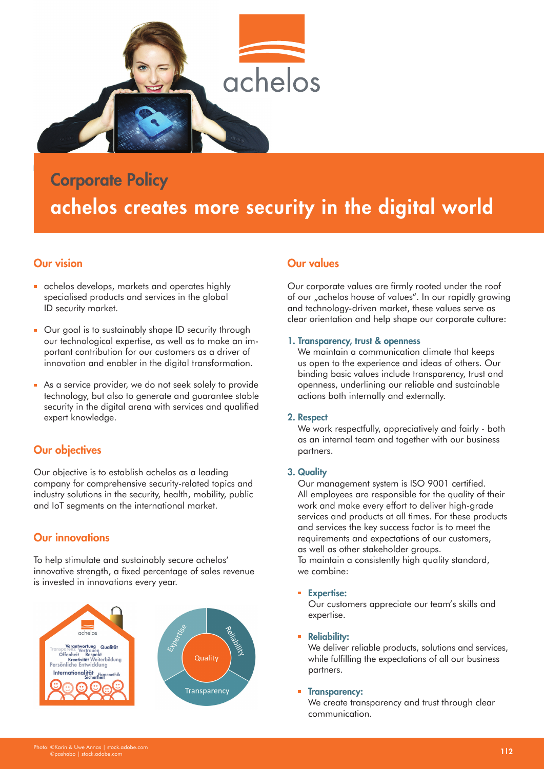# Corporate Policy

## achelos creates more security in the digital world

### Our vision

- achelos develops, markets and operates highly specialised products and services in the global ID security market.
- Our goal is to sustainably shape ID security through our technological expertise, as well as to make an important contribution for our customers as a driver of innovation and enabler in the digital transformation.
- As a service provider, we do not seek solely to provide technology, but also to generate and guarantee stable security in the digital arena with services and qualified expert knowledge.

### Our objectives

Our objective is to establish achelos as a leading company for comprehensive security-related topics and industry solutions in the security, health, mobility, public and IoT segments on the international market.

### Our innovations

To help stimulate and sustainably secure achelos' innovative strength, a fixed percentage of sales revenue is invested in innovations every year.

### Our values

Our corporate values are firmly rooted under the roof of our „achelos house of values". In our rapidly growing and technology-driven market, these values serve as clear orientation and help shape our corporate culture:

**1. Transparency, trust & openness**

We maintain a communication climate that keeps us open to the experience and ideas of others. Our binding basic values include transparency, trust and openness, underlining our reliable and sustainable actions both internally and externally.

**2. Respect**

We work respectfully, appreciatively and fairly - both as an internal team and together with our business partners.

**3. Quality**

Our management system is ISO 9001 certified. All employees are responsible for the quality of their work and make every effort to deliver high-grade services and products at all times. For these products and services the key success factor is to meet the requirements and expectations of our customers, as well as other stakeholder groups.
To maintain a consistently high quality standard, we combine:

- **Expertise:**
  Our customers appreciate our team's skills and expertise.
- **Reliability:**
  We deliver reliable products, solutions and services, while fulfilling the expectations of all our business partners.
- **Transparency:**
  We create transparency and trust through clear communication.

Photo: ©Karin & Uwe Annas | stock.adobe.com
©pashabo | stock.adobe.com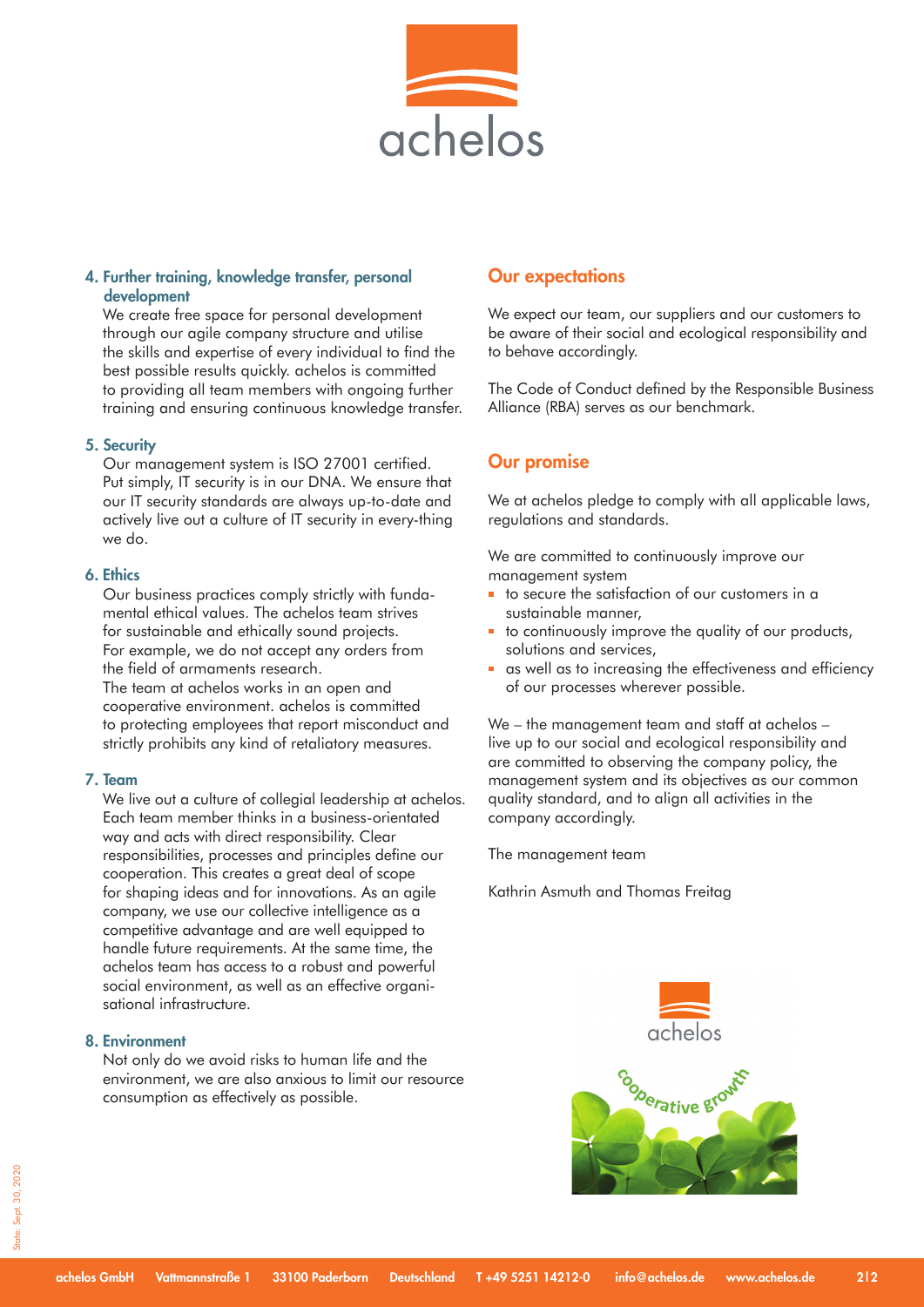### 4. Further training, knowledge transfer, personal development

We create free space for personal development through our agile company structure and utilise the skills and expertise of every individual to find the best possible results quickly. achelos is committed to providing all team members with ongoing further training and ensuring continuous knowledge transfer.

### 5. Security

Our management system is ISO 27001 certified. Put simply, IT security is in our DNA. We ensure that our IT security standards are always up-to-date and actively live out a culture of IT security in every-thing we do.

### 6. Ethics

Our business practices comply strictly with fundamental ethical values. The achelos team strives for sustainable and ethically sound projects. For example, we do not accept any orders from the field of armaments research.
The team at achelos works in an open and cooperative environment. achelos is committed to protecting employees that report misconduct and strictly prohibits any kind of retaliatory measures.

### 7. Team

We live out a culture of collegial leadership at achelos. Each team member thinks in a business-orientated way and acts with direct responsibility. Clear responsibilities, processes and principles define our cooperation. This creates a great deal of scope for shaping ideas and for innovations. As an agile company, we use our collective intelligence as a competitive advantage and are well equipped to handle future requirements. At the same time, the achelos team has access to a robust and powerful social environment, as well as an effective organisational infrastructure.

### 8. Environment

Not only do we avoid risks to human life and the environment, we are also anxious to limit our resource consumption as effectively as possible.

## Our expectations

We expect our team, our suppliers and our customers to be aware of their social and ecological responsibility and to behave accordingly.

The Code of Conduct defined by the Responsible Business Alliance (RBA) serves as our benchmark.

## Our promise

We at achelos pledge to comply with all applicable laws, regulations and standards.

We are committed to continuously improve our management system

- to secure the satisfaction of our customers in a sustainable manner,
- to continuously improve the quality of our products, solutions and services,
- as well as to increasing the effectiveness and efficiency of our processes wherever possible.

We – the management team and staff at achelos – live up to our social and ecological responsibility and are committed to observing the company policy, the management system and its objectives as our common quality standard, and to align all activities in the company accordingly.

The management team

Kathrin Asmuth and Thomas Freitag

State: Sept. 30, 2020

achelos GmbH Vattmannstraße 1 33100 Paderborn Deutschland T +49 5251 14212-0 info@achelos.de www.achelos.de